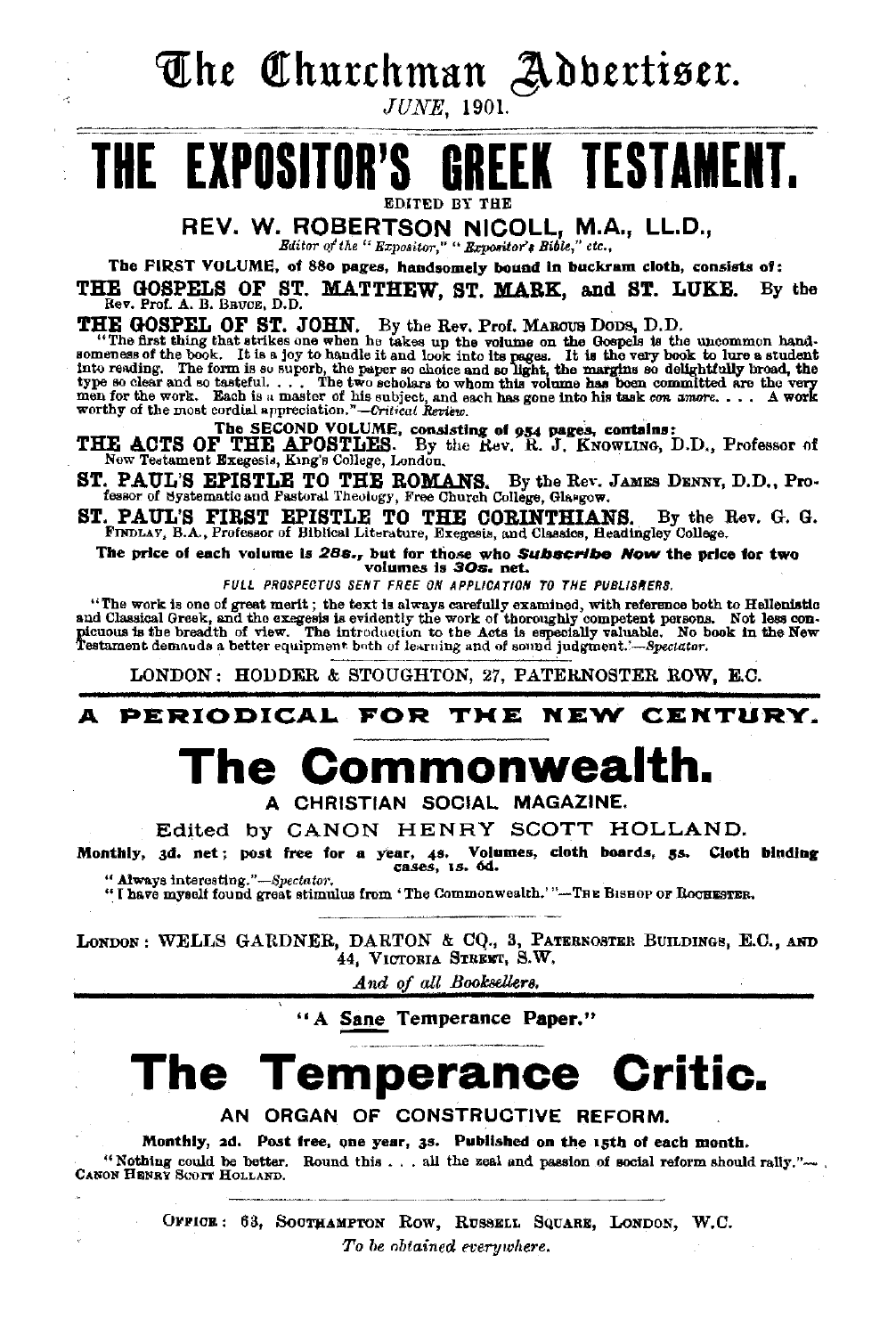# The Churchman Advertiser.

*JUNE*, 1901.

# THE EXPOSITOR'S GREEK TESTAMENT.

EDITED BY THE

## REV. W. ROBERTSON NICOLL, M.A., LL.D.,

*Editor of the "Expositor," "Expositor's Bible," etc.,*

**The FIRST VOLUME, of 880 pages, handsomely bound in buckram cloth, consists of:**

**THE GOSPELS OF ST. MATTHEW, ST. MARK, and ST. LUKE.** By the Rev. Prof. A. B. BRUCE, D.D.

**THE GOSPEL OF ST. JOHN.** By the Rev. Prof. MARCUS DODS, D.D.

"The first thing that strikes one when he takes up the volume on the Gospels is the uncommon handsomeness of the book. It is a joy to handle it and look into its pages. It is the very book to lure a student into reading. The form is so superb, the paper so choice and so light, the margins so delightfully broad, the type so clear and so tasteful. . . . The two scholars to whom this volume has been committed are the very men for the work. Each is a master of his subject, and each has gone into his task *con amore*. . . . A work worthy of the most cordial appreciation."—*Critical Review.*

**The SECOND VOLUME, consisting of 954 pages, contains:**

**THE ACTS OF THE APOSTLES.** By the Rev. R. J. KNOWLING, D.D., Professor of New Testament Exegesis, King's College, London.

**ST. PAUL'S EPISTLE TO THE ROMANS.** By the Rev. JAMES DENNY, D.D., Professor of Systematic and Pastoral Theology, Free Church College, Glasgow.

**ST. PAUL'S FIRST EPISTLE TO THE CORINTHIANS.** By the Rev. G. G. FINDLAY, B.A., Professor of Biblical Literature, Exegesis, and Classics, Headingley College.

**The price of each volume is 28s., but for those who *Subscribe Now* the price for two volumes is *30s.* net.**

*FULL PROSPECTUS SENT FREE ON APPLICATION TO THE PUBLISHERS.*

"The work is one of great merit; the text is always carefully examined, with reference both to Hellenistic and Classical Greek, and the exegesis is evidently the work of thoroughly competent persons. Not less conspicuous is the breadth of view. The introduction to the Acts is especially valuable. No book in the New Testament demands a better equipment both of learning and of sound judgment.'—*Spectator.*

LONDON: HODDER & STOUGHTON, 27, PATERNOSTER ROW, E.C.

---

**A PERIODICAL FOR THE NEW CENTURY.**

# The Commonwealth.

**A CHRISTIAN SOCIAL MAGAZINE.**

Edited by CANON HENRY SCOTT HOLLAND.

**Monthly, 3d. net; post free for a year, 4s. Volumes, cloth boards, 5s. Cloth binding cases, 1s. 6d.**

"Always interesting."—*Spectator.*

"I have myself found great stimulus from 'The Commonwealth.'"—THE BISHOP OF ROCHESTER.

LONDON: WELLS GARDNER, DARTON & CO., 3, PATERNOSTER BUILDINGS, E.C., AND 44, VICTORIA STREET, S.W.

*And of all Booksellers.*

---

"A Sane Temperance Paper."

# The Temperance Critic.

**AN ORGAN OF CONSTRUCTIVE REFORM.**

**Monthly, 2d. Post free, one year, 3s. Published on the 15th of each month.**

"Nothing could be better. Round this . . . all the zeal and passion of social reform should rally."—CANON HENRY SCOTT HOLLAND.

OFFICE: 63, SOUTHAMPTON ROW, RUSSELL SQUARE, LONDON, W.C.

*To be obtained everywhere.*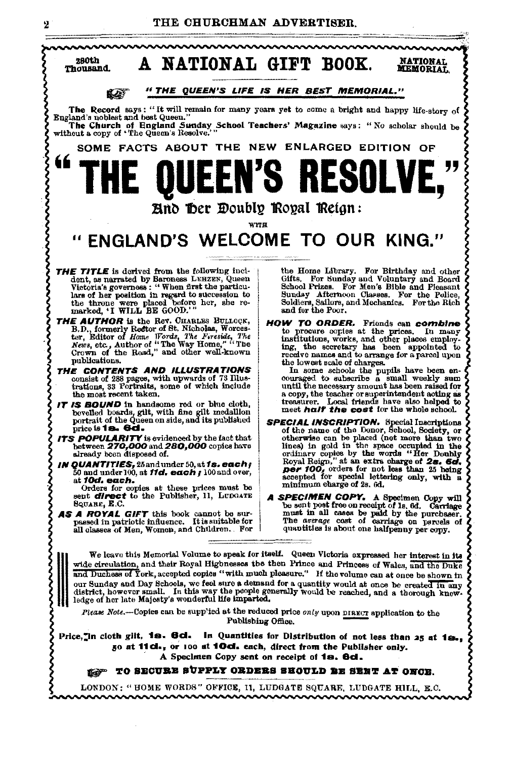280th Thousand.

# A NATIONAL GIFT BOOK.

NATIONAL MEMORIAL.

*"THE QUEEN'S LIFE IS HER BEST MEMORIAL."*

**The Record** says: "It will remain for many years yet to come a bright and happy life-story of England's noblest and best Queen."

**The Church of England Sunday School Teachers' Magazine** says: "No scholar should be without a copy of 'The Queen's Resolve.'"

SOME FACTS ABOUT THE NEW ENLARGED EDITION OF

# "THE QUEEN'S RESOLVE,"

## And Her Doubly Royal Reign:

WITH

## "ENGLAND'S WELCOME TO OUR KING."

***THE TITLE*** is derived from the following incident, as narrated by Baroness LEHZEN, Queen Victoria's governess: "When first the particulars of her position in regard to succession to the throne were placed before her, she remarked, 'I WILL BE GOOD.'"

***THE AUTHOR*** is the Rev. CHARLES BULLOCK, B.D., formerly Rector of St. Nicholas, Worcester, Editor of *Home Words*, *The Fireside*, *The News*, etc., Author of "The Way Home," "The Crown of the Road," and other well-known publications.

***THE CONTENTS AND ILLUSTRATIONS*** consist of 288 pages, with upwards of 73 Illustrations, 33 Portraits, some of which include the most recent taken.

***IT IS BOUND*** in handsome red or blue cloth, bevelled boards, gilt, with fine gilt medallion portrait of the Queen on side, and its published price is **1s. 6d.**

***ITS POPULARITY*** is evidenced by the fact that between ***270,000*** and ***280,000*** copies have already been disposed of.

***IN QUANTITIES,*** 25 and under 50, at ***1s. each;*** 50 and under 100, at ***11d. each;*** 100 and over, at ***10d. each.***

Orders for copies at these prices must be sent ***direct*** to the Publisher, 11, LUDGATE SQUARE, E.C.

***AS A ROYAL GIFT*** this book cannot be surpassed in patriotic influence. It is suitable for all classes of Men, Women, and Children. For the Home Library. For Birthday and other Gifts. For Sunday and Voluntary and Board School Prizes. For Men's Bible and Pleasant Sunday Afternoon Classes. For the Police, Soldiers, Sailors, and Mechanics. For the Rich and for the Poor.

***HOW TO ORDER.*** Friends can ***combine*** to procure copies at the prices. In many institutions, works, and other places employing, the secretary has been appointed to receive names and to arrange for a parcel upon the lowest scale of charges.

In some schools the pupils have been encouraged to subscribe a small weekly sum until the necessary amount has been raised for a copy, the teacher or superintendent acting as treasurer. Local friends have also helped to meet ***half the cost*** for the whole school.

***SPECIAL INSCRIPTION.*** Special Inscriptions of the name of the Donor, School, Society, or otherwise can be placed (not more than two lines) in gold in the space occupied in the ordinary copies by the words "Her Doubly Royal Reign," at an extra charge of ***2s. 6d. per 100,*** orders for not less than 25 being accepted for special lettering only, with a minimum charge of 2s. 6d.

***A SPECIMEN COPY.*** A Specimen Copy will be sent post free on receipt of 1s. 6d. Carriage must in all cases be paid by the purchaser. The *average* cost of carriage on parcels of quantities is about one halfpenny per copy.

---

We leave this Memorial Volume to speak for itself. Queen Victoria expressed her interest in its wide circulation, and their Royal Highnesses the then Prince and Princess of Wales, and the Duke and Duchess of York, accepted copies "with much pleasure." If the volume can at once be shown in our Sunday and Day Schools, we feel sure a demand for a quantity would at once be created in any district, however small. In this way the people generally would be reached, and a thorough knowledge of her late Majesty's wonderful life imparted.

*Please Note.*—Copies can be supplied at the reduced price *only* upon DIRECT application to the Publishing Office.

**Price, in cloth gilt, 1s. 6d. In Quantities for Distribution of not less than 25 at 1s., 50 at 11d., or 100 at 10d. each, direct from the Publisher only.**

**A Specimen Copy sent on receipt of 1s. 6d.**

**TO SECURE SUPPLY ORDERS SHOULD BE SENT AT ONCE.**

LONDON: "HOME WORDS" OFFICE, 11, LUDGATE SQUARE, LUDGATE HILL, E.C.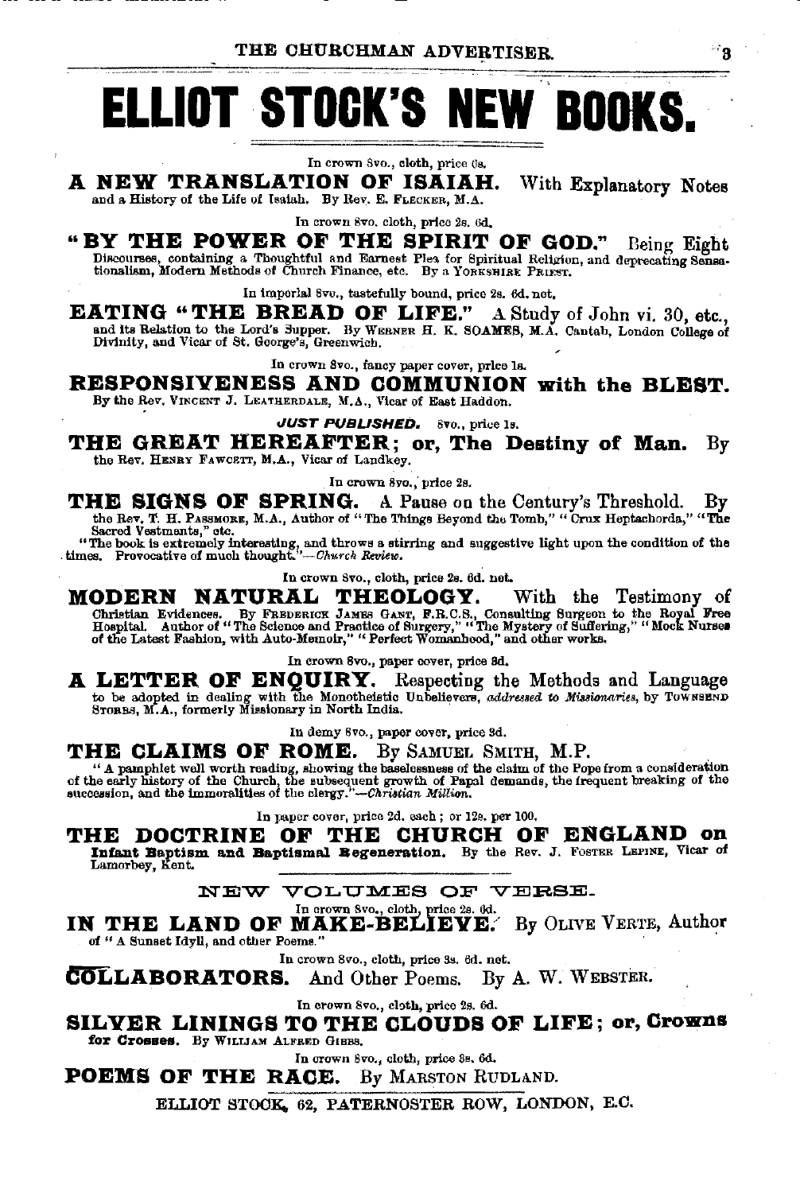# ELLIOT STOCK'S NEW BOOKS.

In crown 8vo., cloth, price 6s.

**A NEW TRANSLATION OF ISAIAH.** With Explanatory Notes and a History of the Life of Isaiah. By Rev. E. FLECKER, M.A.

In crown 8vo. cloth, price 2s. 6d.

**"BY THE POWER OF THE SPIRIT OF GOD."** Being Eight Discourses, containing a Thoughtful and Earnest Plea for Spiritual Religion, and deprecating Sensationalism, Modern Methods of Church Finance, etc. By a YORKSHIRE PRIEST.

In imperial 8vo., tastefully bound, price 2s. 6d. net.

**EATING "THE BREAD OF LIFE."** A Study of John vi. 30, etc., and its Relation to the Lord's Supper. By WERNER H. K. SOAMES, M.A. Cantab, London College of Divinity, and Vicar of St. George's, Greenwich.

In crown 8vo., fancy paper cover, price 1s.

**RESPONSIVENESS AND COMMUNION with the BLEST.** By the Rev. VINCENT J. LEATHERDALE, M.A., Vicar of East Haddon.

***JUST PUBLISHED.*** 8vo., price 1s.

**THE GREAT HEREAFTER; or, The Destiny of Man.** By the Rev. HENRY FAWCETT, M.A., Vicar of Landkey.

In crown 8vo., price 2s.

**THE SIGNS OF SPRING.** A Pause on the Century's Threshold. By the Rev. T. H. PASSMORE, M.A., Author of "The Things Beyond the Tomb," "Crux Heptachorda," "The Sacred Vestments," etc.

"The book is extremely interesting, and throws a stirring and suggestive light upon the condition of the times. Provocative of much thought."—*Church Review.*

In crown 8vo., cloth, price 2s. 6d. net.

**MODERN NATURAL THEOLOGY.** With the Testimony of Christian Evidences. By FREDERICK JAMES GANT, F.R.C.S., Consulting Surgeon to the Royal Free Hospital. Author of "The Science and Practice of Surgery," "The Mystery of Suffering," "Mock Nurses of the Latest Fashion, with Auto-Memoir," "Perfect Womanhood," and other works.

In crown 8vo., paper cover, price 3d.

**A LETTER OF ENQUIRY.** Respecting the Methods and Language to be adopted in dealing with the Monotheistic Unbelievers, *addressed to Missionaries*, by TOWNSEND STORRS, M.A., formerly Missionary in North India.

In demy 8vo., paper cover, price 3d.

**THE CLAIMS OF ROME.** By SAMUEL SMITH, M.P.

"A pamphlet well worth reading, showing the baselessness of the claim of the Pope from a consideration of the early history of the Church, the subsequent growth of Papal demands, the frequent breaking of the succession, and the immoralities of the clergy."—*Christian Million.*

In paper cover, price 2d. each; or 12s. per 100.

**THE DOCTRINE OF THE CHURCH OF ENGLAND on Infant Baptism and Baptismal Regeneration.** By the Rev. J. FOSTER LEPINE, Vicar of Lamorbey, Kent.

## NEW VOLUMES OF VERSE.

In crown 8vo., cloth, price 2s. 6d.

**IN THE LAND OF MAKE-BELIEVE.** By OLIVE VERTE, Author of "A Sunset Idyll, and other Poems."

In crown 8vo., cloth, price 3s. 6d. net.

**COLLABORATORS.** And Other Poems. By A. W. WEBSTER.

In crown 8vo., cloth, price 2s. 6d.

**SILVER LININGS TO THE CLOUDS OF LIFE; or, Crowns for Crosses.** By WILLIAM ALFRED GIBBS.

In crown 8vo., cloth, price 3s. 6d.

**POEMS OF THE RACE.** By MARSTON RUDLAND.

ELLIOT STOCK, 62, PATERNOSTER ROW, LONDON, E.C.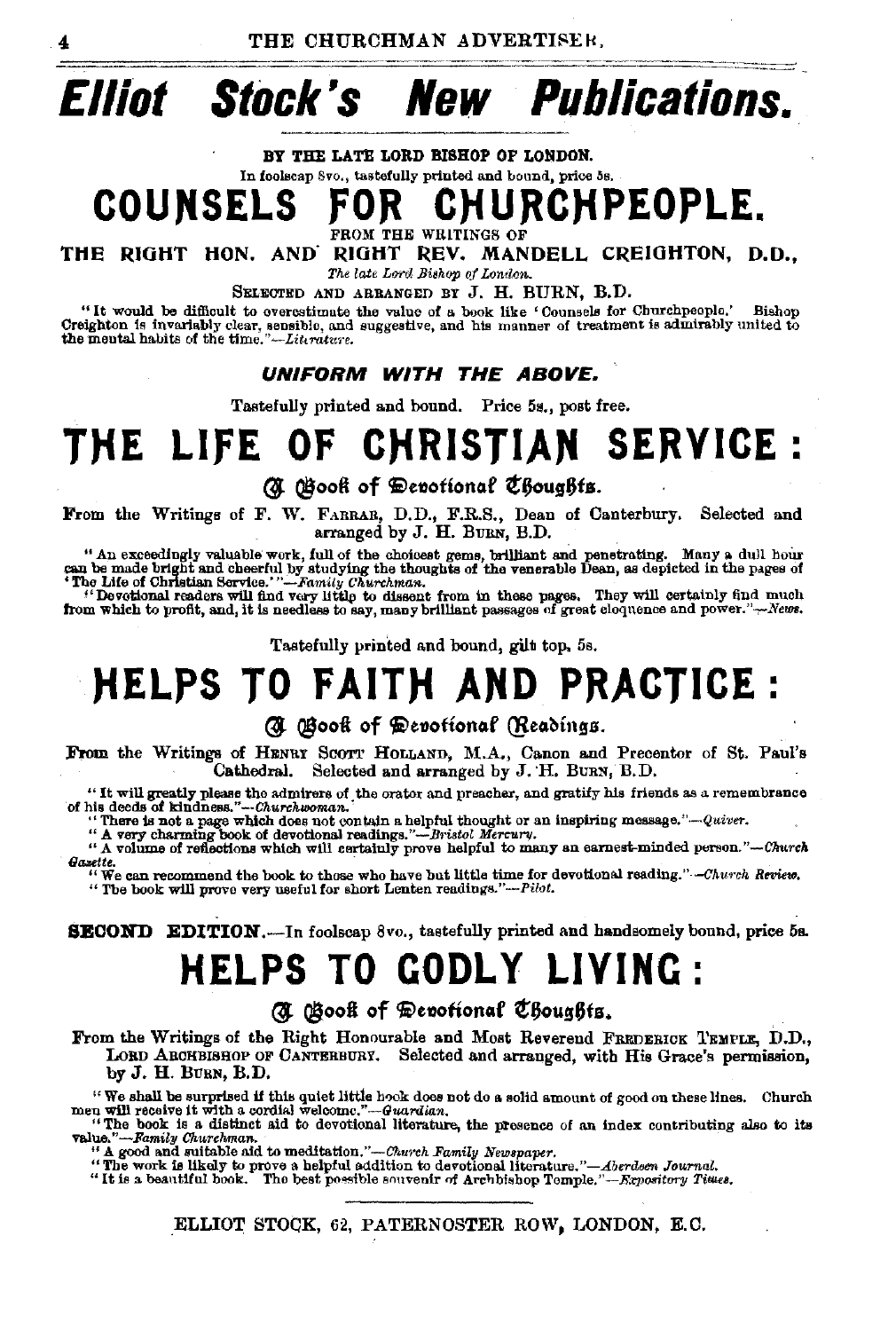# Elliot Stock's New Publications.

BY THE LATE LORD BISHOP OF LONDON.

In foolscap 8vo., tastefully printed and bound, price 5s.

## COUNSELS FOR CHURCHPEOPLE.

FROM THE WRITINGS OF

THE RIGHT HON. AND RIGHT REV. MANDELL CREIGHTON, D.D.,

*The late Lord Bishop of London.*

SELECTED AND ARRANGED BY J. H. BURN, B.D.

"It would be difficult to overestimate the value of a book like 'Counsels for Churchpeople.' Bishop Creighton is invariably clear, sensible, and suggestive, and his manner of treatment is admirably united to the mental habits of the time."—*Literature.*

***UNIFORM WITH THE ABOVE.***

Tastefully printed and bound. Price 5s., post free.

## THE LIFE OF CHRISTIAN SERVICE:

### A Book of Devotional Thoughts.

From the Writings of F. W. FARRAR, D.D., F.R.S., Dean of Canterbury. Selected and arranged by J. H. BURN, B.D.

"An exceedingly valuable work, full of the choicest gems, brilliant and penetrating. Many a dull hour can be made bright and cheerful by studying the thoughts of the venerable Dean, as depicted in the pages of 'The Life of Christian Service.'"—*Family Churchman.*

"Devotional readers will find very little to dissent from in these pages. They will certainly find much from which to profit, and, it is needless to say, many brilliant passages of great eloquence and power."—*News.*

Tastefully printed and bound, gilt top, 5s.

## HELPS TO FAITH AND PRACTICE:

### A Book of Devotional Readings.

From the Writings of HENRY SCOTT HOLLAND, M.A., Canon and Precentor of St. Paul's Cathedral. Selected and arranged by J. H. BURN, B.D.

"It will greatly please the admirers of the orator and preacher, and gratify his friends as a remembrance of his deeds of kindness."—*Churchwoman.*

"There is not a page which does not contain a helpful thought or an inspiring message."—*Quiver.*

"A very charming book of devotional readings."—*Bristol Mercury.*

"A volume of reflections which will certainly prove helpful to many an earnest-minded person."—*Church Gazette.*

"We can recommend the book to those who have but little time for devotional reading."—*Church Review.*

"The book will prove very useful for short Lenten readings."—*Pilot.*

**SECOND EDITION.**—In foolscap 8vo., tastefully printed and handsomely bound, price 5s.

## HELPS TO GODLY LIVING:

### A Book of Devotional Thoughts.

From the Writings of the Right Honourable and Most Reverend FREDERICK TEMPLE, D.D., LORD ARCHBISHOP OF CANTERBURY. Selected and arranged, with His Grace's permission, by J. H. BURN, B.D.

"We shall be surprised if this quiet little book does not do a solid amount of good on these lines. Church men will receive it with a cordial welcome."—*Guardian.*

"The book is a distinct aid to devotional literature, the presence of an index contributing also to its value."—*Family Churchman.*

"A good and suitable aid to meditation."—*Church Family Newspaper.*

"The work is likely to prove a helpful addition to devotional literature."—*Aberdeen Journal.*

"It is a beautiful book. The best possible souvenir of Archbishop Temple."—*Expository Times.*

ELLIOT STOCK, 62, PATERNOSTER ROW, LONDON, E.C.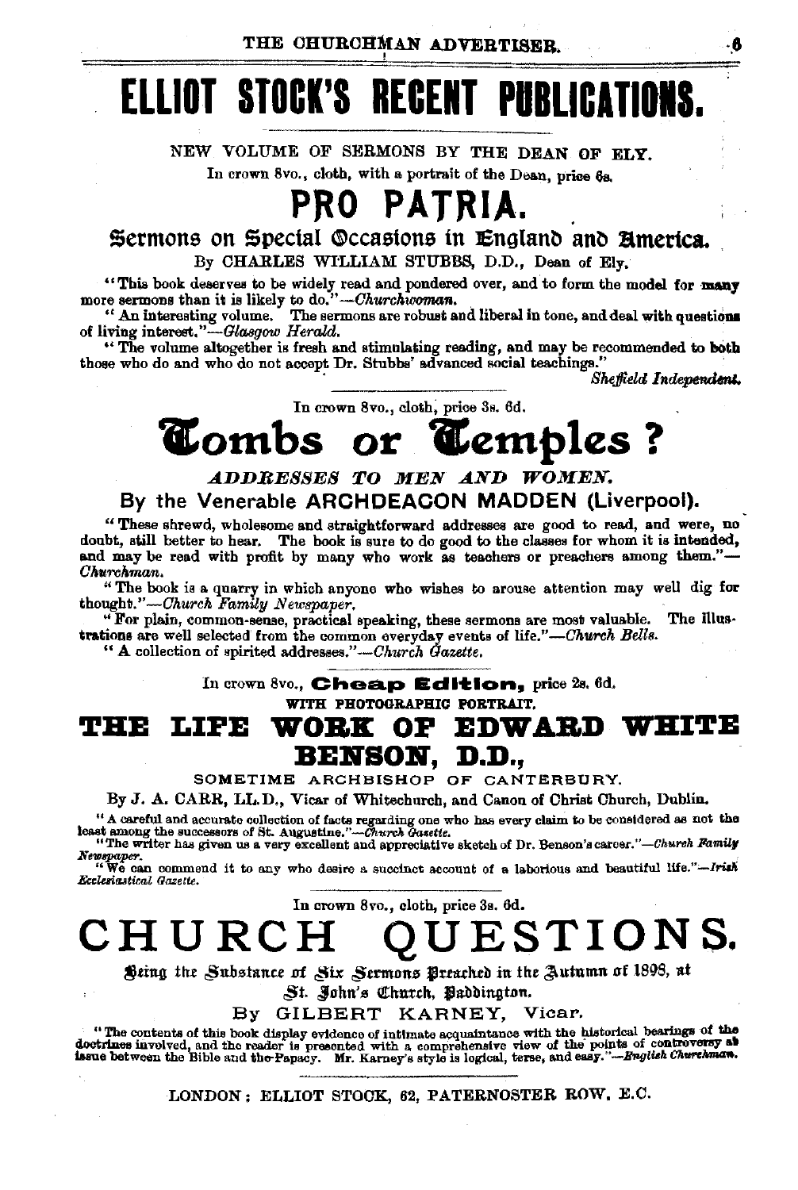# ELLIOT STOCK'S RECENT PUBLICATIONS.

NEW VOLUME OF SERMONS BY THE DEAN OF ELY.

In crown 8vo., cloth, with a portrait of the Dean, price 6s.

## PRO PATRIA.

### Sermons on Special Occasions in England and America.

By CHARLES WILLIAM STUBBS, D.D., Dean of Ely.

"This book deserves to be widely read and pondered over, and to form the model for many more sermons than it is likely to do."—*Churchwoman.*

"An interesting volume. The sermons are robust and liberal in tone, and deal with questions of living interest."—*Glasgow Herald.*

"The volume altogether is fresh and stimulating reading, and may be recommended to both those who do and who do not accept Dr. Stubbs' advanced social teachings."

*Sheffield Independent.*

---

In crown 8vo., cloth, price 3s. 6d.

## Tombs or Temples?

***ADDRESSES TO MEN AND WOMEN.***

**By the Venerable ARCHDEACON MADDEN (Liverpool).**

"These shrewd, wholesome and straightforward addresses are good to read, and were, no doubt, still better to hear. The book is sure to do good to the classes for whom it is intended, and may be read with profit by many who work as teachers or preachers among them."—*Churchman.*

"The book is a quarry in which anyone who wishes to arouse attention may well dig for thought."—*Church Family Newspaper.*

"For plain, common-sense, practical speaking, these sermons are most valuable. The illustrations are well selected from the common everyday events of life."—*Church Bells.*

"A collection of spirited addresses."—*Church Gazette.*

---

In crown 8vo., **Cheap Edition,** price 2s. 6d.

WITH PHOTOGRAPHIC PORTRAIT.

## THE LIFE WORK OF EDWARD WHITE BENSON, D.D.,

SOMETIME ARCHBISHOP OF CANTERBURY.

By J. A. CARR, LL.D., Vicar of Whitechurch, and Canon of Christ Church, Dublin.

"A careful and accurate collection of facts regarding one who has every claim to be considered as not the least among the successors of St. Augustine."—*Church Gazette.*

"The writer has given us a very excellent and appreciative sketch of Dr. Benson's career."—*Church Family Newspaper.*

"We can commend it to any who desire a succinct account of a laborious and beautiful life."—*Irish Ecclesiastical Gazette.*

---

In crown 8vo., cloth, price 3s. 6d.

## CHURCH QUESTIONS.

Being the Substance of Six Sermons Preached in the Autumn of 1898, at St. John's Church, Paddington.

By GILBERT KARNEY, Vicar.

"The contents of this book display evidence of intimate acquaintance with the historical bearings of the doctrines involved, and the reader is presented with a comprehensive view of the points of controversy at issue between the Bible and the Papacy. Mr. Karney's style is logical, terse, and easy."—*English Churchman.*

---

LONDON: ELLIOT STOCK, 62, PATERNOSTER ROW, E.C.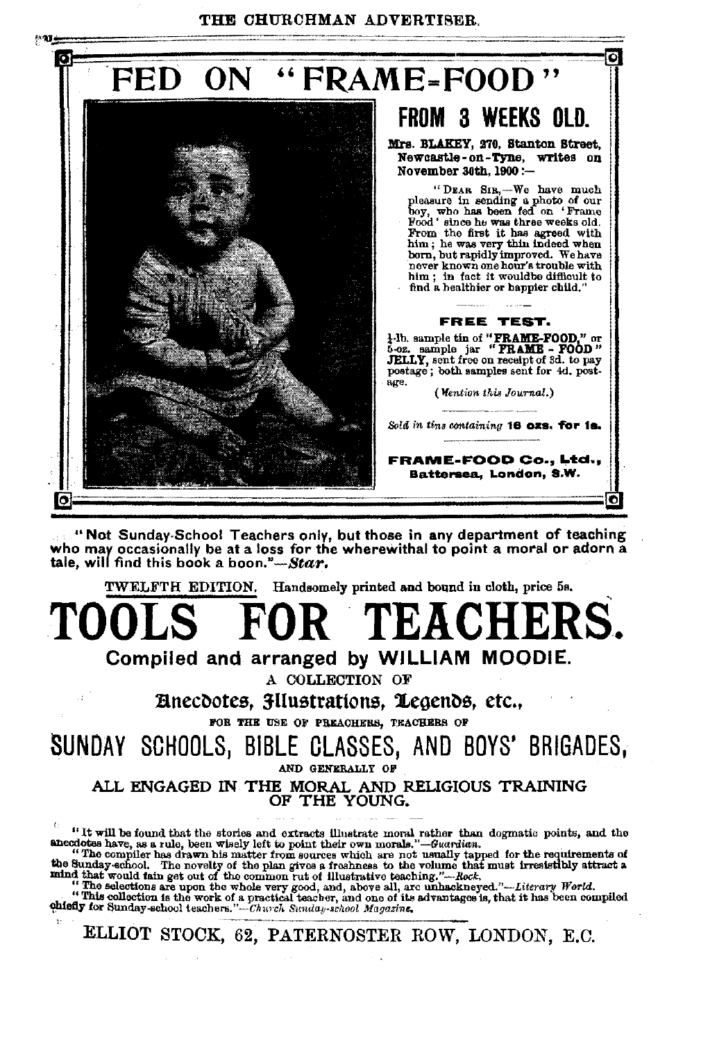# FED ON "FRAME-FOOD"

## FROM 3 WEEKS OLD.

**Mrs. BLAKEY, 270, Stanton Street, Newcastle-on-Tyne, writes on November 30th, 1900:—**

"DEAR SIR,—We have much pleasure in sending a photo of our boy, who has been fed on 'Frame Food' since he was three weeks old. From the first it has agreed with him; he was very thin indeed when born, but rapidly improved. We have never known one hour's trouble with him; in fact it wouldbe difficult to find a healthier or happier child."

**FREE TEST.**

½-lb. sample tin of **"FRAME-FOOD,"** or 5-oz. sample jar **"FRAME - FOOD" JELLY,** sent free on receipt of 3d. to pay postage; both samples sent for 4d. postage.

*(Mention this Journal.)*

*Sold in tins containing* **16 ozs. for 1s.**

**FRAME-FOOD Co., Ltd., Battersea, London, S.W.**

---

**"Not Sunday-School Teachers only, but those in any department of teaching who may occasionally be at a loss for the wherewithal to point a moral or adorn a tale, will find this book a boon."—*Star.***

TWELFTH EDITION. Handsomely printed and bound in cloth, price 5s.

# TOOLS FOR TEACHERS.

**Compiled and arranged by WILLIAM MOODIE.**

A COLLECTION OF

**Anecdotes, Illustrations, Legends, etc.,**

FOR THE USE OF PREACHERS, TEACHERS OF

## SUNDAY SCHOOLS, BIBLE CLASSES, AND BOYS' BRIGADES,

AND GENERALLY OF

ALL ENGAGED IN THE MORAL AND RELIGIOUS TRAINING OF THE YOUNG.

"It will be found that the stories and extracts illustrate moral rather than dogmatic points, and the anecdotes have, as a rule, been wisely left to point their own morals."—*Guardian.*

"The compiler has drawn his matter from sources which are not usually tapped for the requirements of the Sunday-school. The novelty of the plan gives a freshness to the volume that must irresistibly attract a mind that would fain get out of the common rut of illustrative teaching."—*Rock.*

"The selections are upon the whole very good, and, above all, are unhackneyed."—*Literary World.*

"This collection is the work of a practical teacher, and one of its advantages is, that it has been compiled chiefly for Sunday-school teachers."—*Church Sunday-school Magazine.*

ELLIOT STOCK, 62, PATERNOSTER ROW, LONDON, E.C.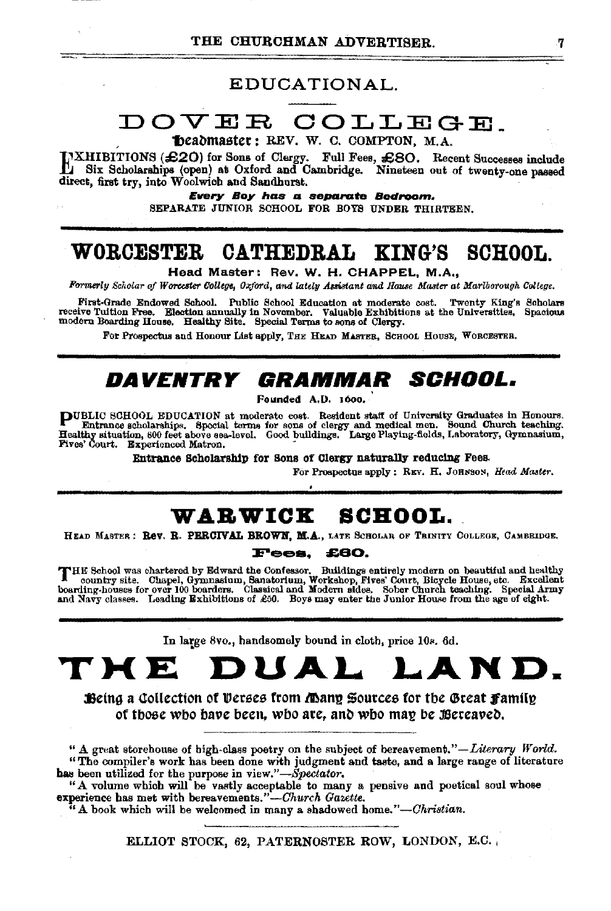# EDUCATIONAL.

## DOVER COLLEGE.

**Headmaster:** REV. W. C. COMPTON, M.A.

EXHIBITIONS (£20) for Sons of Clergy. Full Fees, £80. Recent Successes include Six Scholarships (open) at Oxford and Cambridge. Nineteen out of twenty-one passed direct, first try, into Woolwich and Sandhurst.

***Every Boy has a separate Bedroom.***

SEPARATE JUNIOR SCHOOL FOR BOYS UNDER THIRTEEN.

---

## WORCESTER CATHEDRAL KING'S SCHOOL.

**Head Master: Rev. W. H. CHAPPEL, M.A.,**

*Formerly Scholar of Worcester College, Oxford, and lately Assistant and House Master at Marlborough College.*

First-Grade Endowed School. Public School Education at moderate cost. Twenty King's Scholars receive Tuition Free. Election annually in November. Valuable Exhibitions at the Universities. Spacious modern Boarding House. Healthy Site. Special Terms to sons of Clergy.

For Prospectus and Honour List apply, THE HEAD MASTER, SCHOOL HOUSE, WORCESTER.

---

## *DAVENTRY GRAMMAR SCHOOL.*

Founded A.D. 1600.

PUBLIC SCHOOL EDUCATION at moderate cost. Resident staff of University Graduates in Honours. Entrance scholarships. Special terms for sons of clergy and medical men. Sound Church teaching. Healthy situation, 800 feet above sea-level. Good buildings. Large Playing-fields, Laboratory, Gymnasium, Fives' Court. Experienced Matron.

**Entrance Scholarship for Sons of Clergy naturally reducing Fees.**

For Prospectus apply: REV. H. JOHNSON, *Head Master.*

---

## WARWICK SCHOOL.

HEAD MASTER: **Rev. R. PERCIVAL BROWN, M.A.,** LATE SCHOLAR OF TRINITY COLLEGE, CAMBRIDGE.

**Fees, £60.**

THE School was chartered by Edward the Confessor. Buildings entirely modern on beautiful and healthy country site. Chapel, Gymnasium, Sanatorium, Workshop, Fives' Court, Bicycle House, etc. Excellent boarding-houses for over 100 boarders. Classical and Modern sides. Sober Church teaching. Special Army and Navy classes. Leading Exhibitions of £50. Boys may enter the Junior House from the age of eight.

---

In large 8vo., handsomely bound in cloth, price 10s. 6d.

# THE DUAL LAND.

**Being a Collection of Verses from Many Sources for the Great Family of those who have been, who are, and who may be Bereaved.**

"A great storehouse of high-class poetry on the subject of bereavement."—*Literary World.*

"The compiler's work has been done with judgment and taste, and a large range of literature has been utilized for the purpose in view."—*Spectator.*

"A volume which will be vastly acceptable to many a pensive and poetical soul whose experience has met with bereavements."—*Church Gazette.*

"A book which will be welcomed in many a shadowed home."—*Christian.*

ELLIOT STOCK, 62, PATERNOSTER ROW, LONDON, E.C.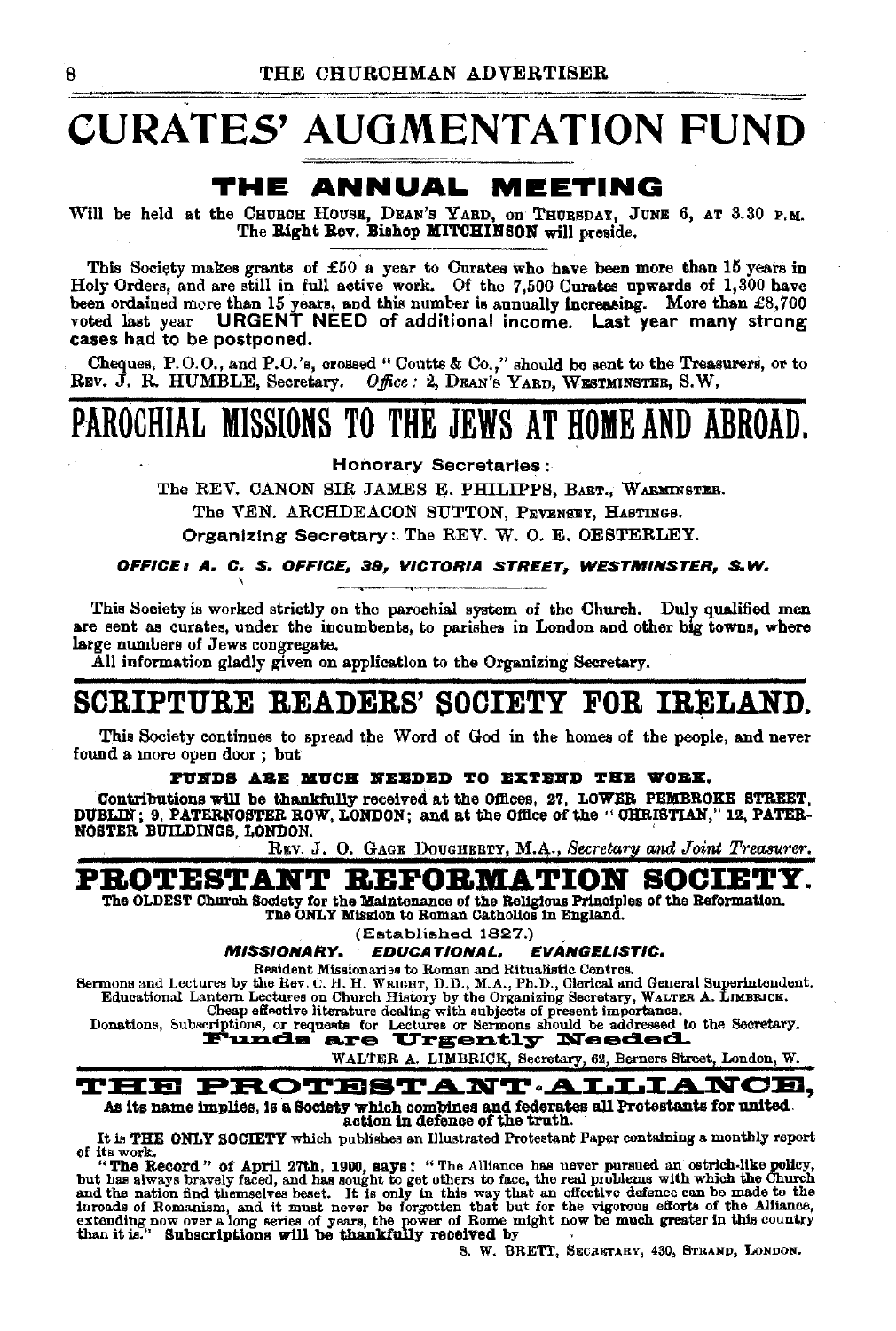# CURATES' AUGMENTATION FUND

## THE ANNUAL MEETING

Will be held at the CHURCH HOUSE, DEAN'S YARD, on THURSDAY, JUNE 6, AT 3.30 P.M. The Right Rev. Bishop MITCHINSON will preside.

This Society makes grants of £50 a year to Curates who have been more than 15 years in Holy Orders, and are still in full active work. Of the 7,500 Curates upwards of 1,300 have been ordained more than 15 years, and this number is annually increasing. More than £8,700 voted last year **URGENT NEED of additional income. Last year many strong cases had to be postponed.**

Cheques, P.O.O., and P.O.'s, crossed "Coutts & Co.," should be sent to the Treasurers, or to REV. J. R. HUMBLE, Secretary. *Office:* 2, DEAN'S YARD, WESTMINSTER, S.W.

# PAROCHIAL MISSIONS TO THE JEWS AT HOME AND ABROAD.

**Honorary Secretaries:**

The REV. CANON SIR JAMES E. PHILIPPS, BART., WARMINSTER.

The VEN. ARCHDEACON SUTTON, PEVENSEY, HASTINGS.

**Organizing Secretary:** The REV. W. O. E. OESTERLEY.

***OFFICE: A. C. S. OFFICE, 39, VICTORIA STREET, WESTMINSTER, S.W.***

This Society is worked strictly on the parochial system of the Church. Duly qualified men are sent as curates, under the incumbents, to parishes in London and other big towns, where large numbers of Jews congregate.

All information gladly given on application to the Organizing Secretary.

# SCRIPTURE READERS' SOCIETY FOR IRELAND.

This Society continues to spread the Word of God in the homes of the people, and never found a more open door; but

**FUNDS ARE MUCH NEEDED TO EXTEND THE WORK.**

**Contributions will be thankfully received at the Offices, 27, LOWER PEMBROKE STREET, DUBLIN; 9, PATERNOSTER ROW, LONDON; and at the Office of the "CHRISTIAN," 12, PATERNOSTER BUILDINGS, LONDON.**

REV. J. O. GAGE DOUGHERTY, M.A., *Secretary and Joint Treasurer.*

# PROTESTANT REFORMATION SOCIETY.

**The OLDEST Church Society for the Maintenance of the Religious Principles of the Reformation. The ONLY Mission to Roman Catholics in England.**

(Established 1827.)

***MISSIONARY. EDUCATIONAL. EVANGELISTIC.***

Resident Missionaries to Roman and Ritualistic Centres.

Sermons and Lectures by the Rev. C. H. H. WRIGHT, D.D., M.A., Ph.D., Clerical and General Superintendent.

Educational Lantern Lectures on Church History by the Organizing Secretary, WALTER A. LIMBRICK.

Cheap effective literature dealing with subjects of present importance.

Donations, Subscriptions, or requests for Lectures or Sermons should be addressed to the Secretary.

**Funds are Urgently Needed.**

WALTER A. LIMBRICK, Secretary, 62, Berners Street, London, W.

# THE PROTESTANT ALLIANCE,

**As its name implies, is a Society which combines and federates all Protestants for united action in defence of the truth.**

It is **THE ONLY SOCIETY** which publishes an Illustrated Protestant Paper containing a monthly report of its work.

**"The Record" of April 27th, 1900, says:** "The Alliance has never pursued an ostrich-like policy, but has always bravely faced, and has sought to get others to face, the real problems with which the Church and the nation find themselves beset. It is only in this way that an effective defence can be made to the inroads of Romanism, and it must never be forgotten that but for the vigorous efforts of the Alliance, extending now over a long series of years, the power of Rome might now be much greater in this country than it is." **Subscriptions will be thankfully received by**

S. W. BRETT, SECRETARY, 430, STRAND, LONDON.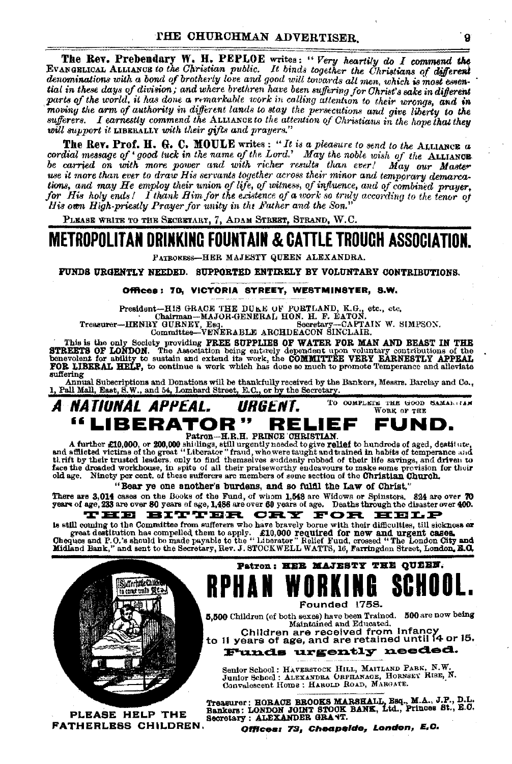**The Rev. Prebendary W. H. PEPLOE** writes: "*Very heartily do I commend the* EVANGELICAL ALLIANCE *to the Christian public. It binds together the Christians of different denominations with a bond of brotherly love and good will towards all men, which is most essential in these days of division; and where brethren have been suffering for Christ's sake in different parts of the world, it has done a remarkable work in calling attention to their wrongs, and in moving the arm of authority in different lands to stay the persecutions and give liberty to the sufferers. I earnestly commend the* ALLIANCE *to the attention of Christians in the hope that they will support it* LIBERALLY *with their gifts and prayers.*"

**The Rev. Prof. H. G. C. MOULE** writes: "*It is a pleasure to send to the* ALLIANCE *a cordial message of 'good luck in the name of the Lord.' May the noble wish of the* ALLIANCE *be carried on with more power and with richer results than ever! May our Master use it more than ever to draw His servants together across their minor and temporary demarcations, and may He employ their union of life, of witness, of influence, and of combined prayer, for His holy ends! I thank Him for the existence of a work so truly according to the tenor of His own High-priestly Prayer for unity in the Father and the Son.*"

PLEASE WRITE TO THE SECRETARY, 7, ADAM STREET, STRAND, W.C.

# METROPOLITAN DRINKING FOUNTAIN & CATTLE TROUGH ASSOCIATION.

PATRONESS—HER MAJESTY QUEEN ALEXANDRA.

**FUNDS URGENTLY NEEDED. SUPPORTED ENTIRELY BY VOLUNTARY CONTRIBUTIONS.**

**Offices: 70, VICTORIA STREET, WESTMINSTER, S.W.**

President—HIS GRACE THE DUKE OF PORTLAND, K.G., etc., etc.
Chairman—MAJOR-GENERAL HON. H. F. EATON.
Treasurer—HENRY GURNEY, Esq. Secretary—CAPTAIN W. SIMPSON.
Committee—VENERABLE ARCHDEACON SINCLAIR.

This is the only Society providing **FREE SUPPLIES OF WATER FOR MAN AND BEAST IN THE STREETS OF LONDON.** The Association being entirely dependent upon voluntary contributions of the benevolent for ability to sustain and extend its work, the **COMMITTEE VERY EARNESTLY APPEAL FOR LIBERAL HELP,** to continue a work which has done so much to promote Temperance and alleviate suffering.

Annual Subscriptions and Donations will be thankfully received by the Bankers, Messrs. Barclay and Co., 1, Pall Mall, East, S.W., and 54, Lombard Street, E.C., or by the Secretary.

## *A NATIONAL APPEAL. URGENT.* TO COMPLETE THE GOOD SAMARITAN WORK OF THE

# "LIBERATOR" RELIEF FUND.

Patron—H.R.H. PRINCE CHRISTIAN.

A further £10,000, or 200,000 shillings, still urgently needed to give **relief** to hundreds of aged, destitute, and afflicted victims of the great "Liberator" fraud, who were taught and trained in habits of temperance and thrift by their trusted leaders, only to find themselves suddenly robbed of their life savings, and driven to face the dreaded workhouse, in spite of all their praiseworthy endeavours to make some provision for their old age. Ninety per cent. of these sufferers are members of some section of the **Christian Church.**

**"Bear ye one another's burdens, and so fulfil the Law of Christ."**

There are 3,014 cases on the Books of the Fund, of whom 1,548 are Widows or Spinsters. 824 are over 70 years of age, 233 are over 80 years of age, 1,486 are over 60 years of age. Deaths through the disaster over 400.

**THE BITTER CRY FOR HELP**

is still coming to the Committee from sufferers who have bravely borne with their difficulties, till sickness or great destitution has compelled them to apply. **£10,000 required for new and urgent cases.** Cheques and P.O.'s should be made payable to the "Liberator" Relief Fund, crossed "The London City and Midland Bank," and sent to the Secretary, Rev. J. STOCKWELL WATTS, 16, Farringdon Street, London, E.C.

**Patron: HER MAJESTY THE QUEEN.**

# RPHAN WORKING SCHOOL.

Founded 1758.

5,500 Children (of both sexes) have been Trained. 500 are now being Maintained and Educated.

Children are received from Infancy to 11 years of age, and are retained until 14 or 15.

**Funds urgently needed.**

Senior School: HAVERSTOCK HILL, MAITLAND PARK, N.W.
Junior School: ALEXANDRA ORPHANAGE, HORNSEY RISE, N.
Convalescent Home: HAROLD ROAD, MARGATE.

Treasurer: HORACE BROOKS MARSHALL, Esq., M.A., J.P., D.L.
Bankers: LONDON JOINT STOCK BANK, Ltd., Princes St., E.C.
Secretary: ALEXANDER GRANT.

**PLEASE HELP THE FATHERLESS CHILDREN.**

***Offices: 73, Cheapside, London, E.C.***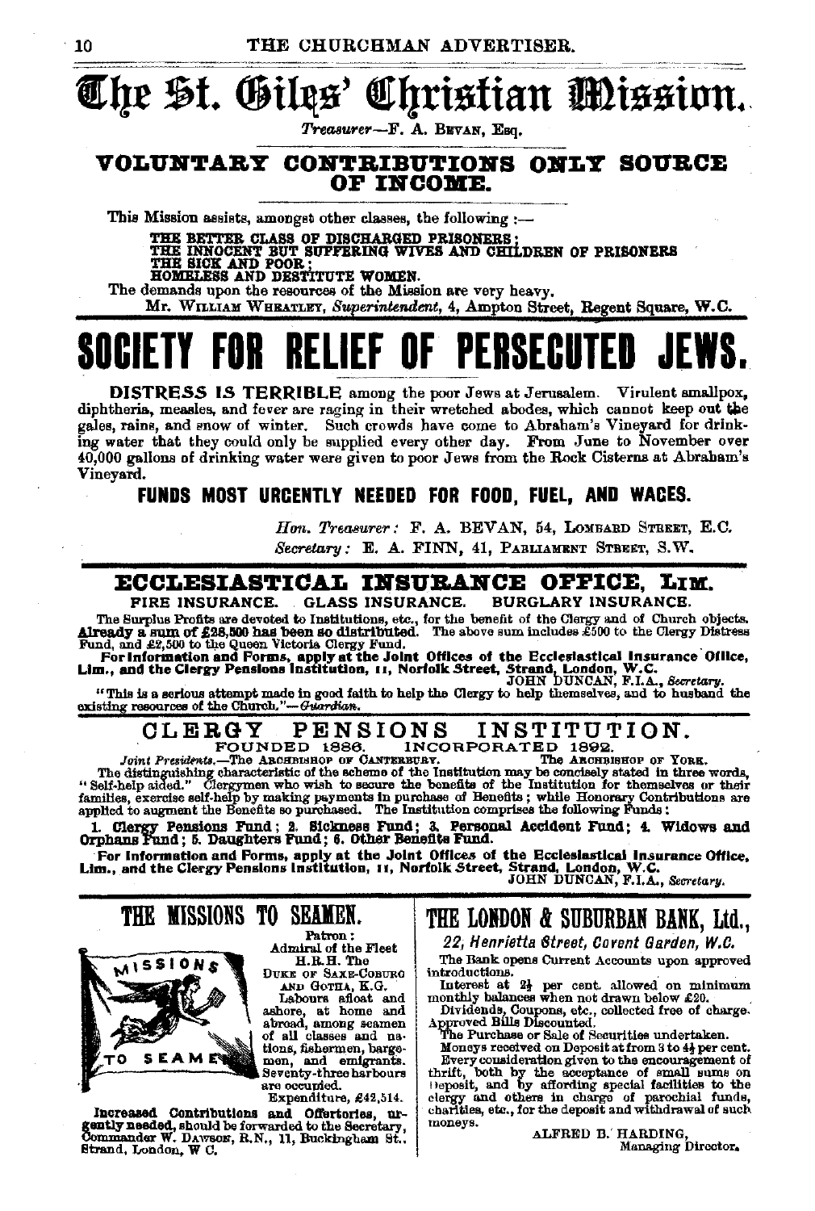# The St. Giles' Christian Mission.

*Treasurer*—F. A. Bevan, Esq.

## VOLUNTARY CONTRIBUTIONS ONLY SOURCE OF INCOME.

This Mission assists, amongst other classes, the following:—

THE BETTER CLASS OF DISCHARGED PRISONERS;
THE INNOCENT BUT SUFFERING WIVES AND CHILDREN OF PRISONERS
THE SICK AND POOR;
HOMELESS AND DESTITUTE WOMEN.

The demands upon the resources of the Mission are very heavy.

Mr. William Wheatley, *Superintendent*, 4, Ampton Street, Regent Square, W.C.

# SOCIETY FOR RELIEF OF PERSECUTED JEWS.

**DISTRESS IS TERRIBLE** among the poor Jews at Jerusalem. Virulent smallpox, diphtheria, measles, and fever are raging in their wretched abodes, which cannot keep out the gales, rains, and snow of winter. Such crowds have come to Abraham's Vineyard for drinking water that they could only be supplied every other day. From June to November over 40,000 gallons of drinking water were given to poor Jews from the Rock Cisterns at Abraham's Vineyard.

**FUNDS MOST URGENTLY NEEDED FOR FOOD, FUEL, AND WAGES.**

*Hon. Treasurer:* F. A. BEVAN, 54, Lombard Street, E.C.
*Secretary:* E. A. FINN, 41, Parliament Street, S.W.

## ECCLESIASTICAL INSURANCE OFFICE, LIM.

FIRE INSURANCE. GLASS INSURANCE. BURGLARY INSURANCE.

The Surplus Profits are devoted to Institutions, etc., for the benefit of the Clergy and of Church objects. **Already a sum of £28,500 has been so distributed.** The above sum includes £500 to the Clergy Distress Fund, and £2,500 to the Queen Victoria Clergy Fund.

**For information and Forms, apply at the Joint Offices of the Ecclesiastical Insurance Office, Lim., and the Clergy Pensions Institution, 11, Norfolk Street, Strand, London, W.C.**

JOHN DUNCAN, F.I.A., *Secretary.*

"This is a serious attempt made in good faith to help the Clergy to help themselves, and to husband the existing resources of the Church."—*Guardian.*

## CLERGY PENSIONS INSTITUTION.

FOUNDED 1886. INCORPORATED 1892.

*Joint Presidents.*—The Archbishop of Canterbury. The Archbishop of York.

The distinguishing characteristic of the scheme of the Institution may be concisely stated in three words, "Self-help aided." Clergymen who wish to secure the benefits of the Institution for themselves or their families, exercise self-help by making payments in purchase of Benefits; while Honorary Contributions are applied to augment the Benefits so purchased. The Institution comprises the following Funds:

**1. Clergy Pensions Fund; 2. Sickness Fund; 3. Personal Accident Fund; 4. Widows and Orphans Fund; 5. Daughters Fund; 6. Other Benefits Fund.**

**For information and Forms, apply at the Joint Offices of the Ecclesiastical Insurance Office, Lim., and the Clergy Pensions Institution, 11, Norfolk Street, Strand, London, W.C.**

JOHN DUNCAN, F.I.A., *Secretary.*

## THE MISSIONS TO SEAMEN.

MISSIONS TO SEAMEN

Patron:
Admiral of the Fleet
H.R.H. The Duke of Saxe-Coburg and Gotha, K.G.

Labours afloat and ashore, at home and abroad, among seamen of all classes and nations, fishermen, bargemen, and emigrants. Seventy-three harbours are occupied.

Expenditure, £42,514.

**Increased Contributions and Offertories, urgently needed,** should be forwarded to the Secretary, Commander W. Dawson, R.N., 11, Buckingham St., Strand, London, W.C.

## THE LONDON & SUBURBAN BANK, Ltd.,

*22, Henrietta Street, Covent Garden, W.C.*

The Bank opens Current Accounts upon approved introductions.

Interest at $2\frac{1}{2}$ per cent. allowed on minimum monthly balances when not drawn below £20.

Dividends, Coupons, etc., collected free of charge.

Approved Bills Discounted.

The Purchase or Sale of Securities undertaken.

Moneys received on Deposit at from 3 to $4\frac{1}{2}$ per cent.

Every consideration given to the encouragement of thrift, both by the acceptance of small sums on Deposit, and by affording special facilities to the clergy and others in charge of parochial funds, charities, etc., for the deposit and withdrawal of such moneys.

ALFRED B. HARDING,
Managing Director.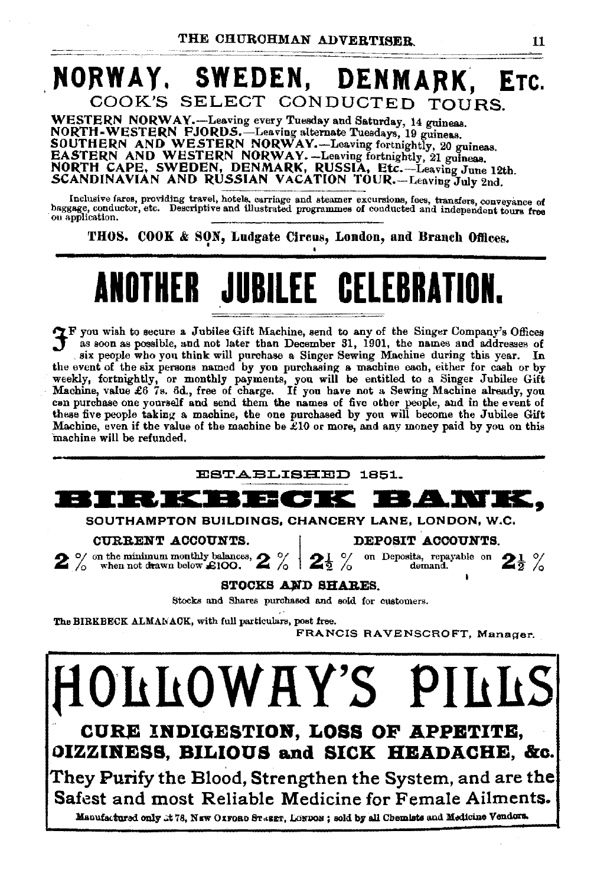# NORWAY, SWEDEN, DENMARK, ETC.

## COOK'S SELECT CONDUCTED TOURS.

**WESTERN NORWAY.**—Leaving every Tuesday and Saturday, 14 guineas.
**NORTH-WESTERN FJORDS.**—Leaving alternate Tuesdays, 19 guineas.
**SOUTHERN AND WESTERN NORWAY.**—Leaving fortnightly, 20 guineas.
**EASTERN AND WESTERN NORWAY.**—Leaving fortnightly, 21 guineas.
**NORTH CAPE, SWEDEN, DENMARK, RUSSIA, Etc.**—Leaving June 12th.
**SCANDINAVIAN AND RUSSIAN VACATION TOUR.**—Leaving July 2nd.

Inclusive fares, providing travel, hotels, carriage and steamer excursions, fees, transfers, conveyance of baggage, conductor, etc. Descriptive and illustrated programmes of conducted and independent tours free on application.

**THOS. COOK & SON, Ludgate Circus, London, and Branch Offices.**

---

# ANOTHER JUBILEE CELEBRATION.

If you wish to secure a Jubilee Gift Machine, send to any of the Singer Company's Offices as soon as possible, and not later than December 31, 1901, the names and addresses of six people who you think will purchase a Singer Sewing Machine during this year. In the event of the six persons named by you purchasing a machine each, either for cash or by weekly, fortnightly, or monthly payments, you will be entitled to a Singer Jubilee Gift Machine, value £6 7s. 6d., free of charge. If you have not a Sewing Machine already, you can purchase one yourself and send them the names of five other people, and in the event of these five people taking a machine, the one purchased by you will become the Jubilee Gift Machine, even if the value of the machine be £10 or more, and any money paid by you on this machine will be refunded.

---

ESTABLISHED 1851.

# BIRKBECK BANK,

**SOUTHAMPTON BUILDINGS, CHANCERY LANE, LONDON, W.C.**

| CURRENT ACCOUNTS. | DEPOSIT ACCOUNTS. |
|---|---|
| **2 %** on the minimum monthly balances, when not drawn below £100. **2 %** | **2½ %** on Deposits, repayable on demand. **2½ %** |

**STOCKS AND SHARES.**

Stocks and Shares purchased and sold for customers.

The BIRKBECK ALMANACK, with full particulars, post free.

FRANCIS RAVENSCROFT, Manager.

---

# HOLLOWAY'S PILLS

**CURE INDIGESTION, LOSS OF APPETITE, DIZZINESS, BILIOUS and SICK HEADACHE, &c.**

**They Purify the Blood, Strengthen the System, and are the Safest and most Reliable Medicine for Female Ailments.**

Manufactured only at 78, New Oxford Street, London; sold by all Chemists and Medicine Vendors.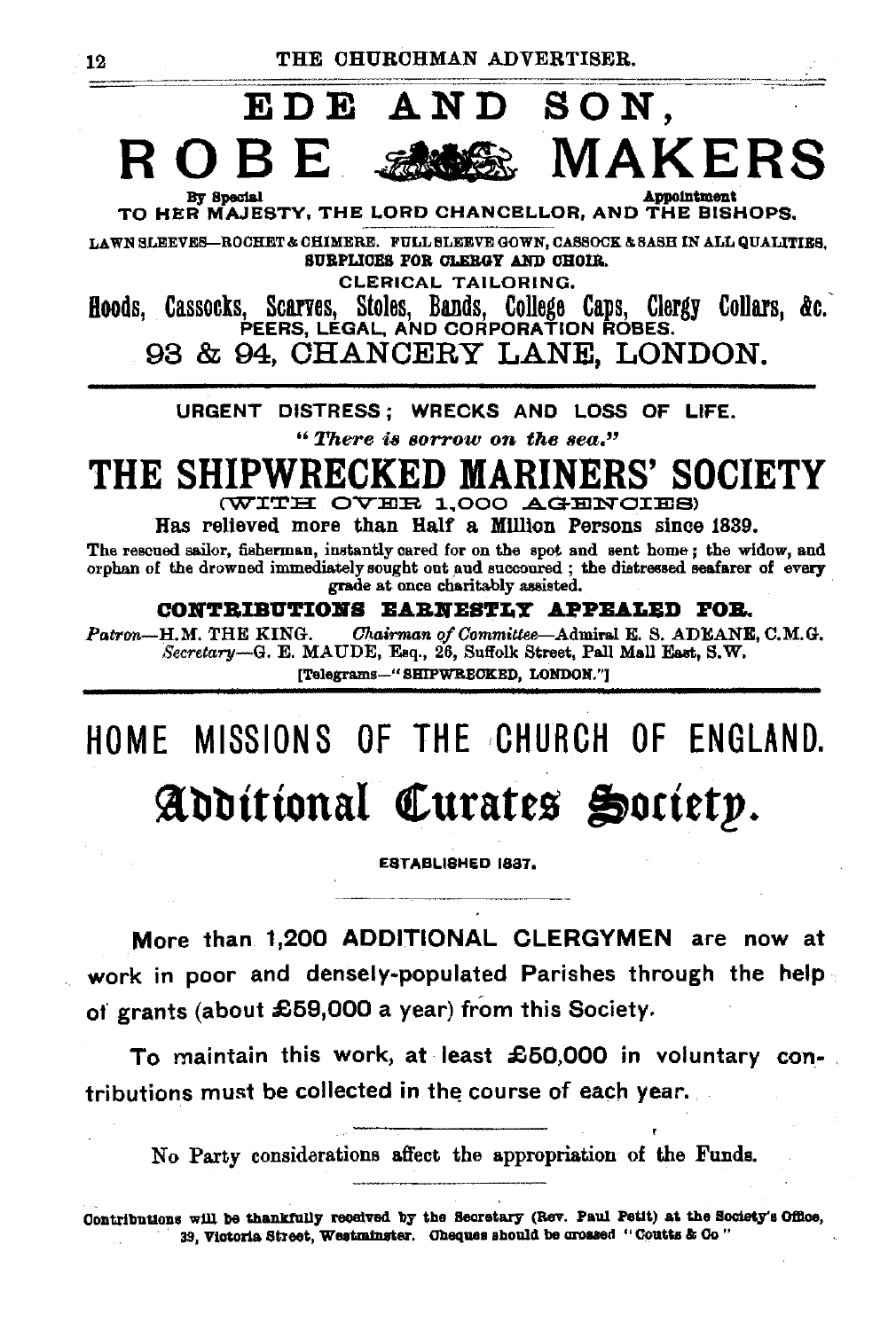# EDE AND SON,

# ROBE MAKERS

By Special Appointment

TO HER MAJESTY, THE LORD CHANCELLOR, AND THE BISHOPS.

LAWN SLEEVES—ROCHET & CHIMERE. FULL SLEEVE GOWN, CASSOCK & SASH IN ALL QUALITIES. SURPLICES FOR CLERGY AND CHOIR.

CLERICAL TAILORING.

**Hoods, Cassocks, Scarves, Stoles, Bands, College Caps, Clergy Collars, &c.**

PEERS, LEGAL, AND CORPORATION ROBES.

93 & 94, CHANCERY LANE, LONDON.

---

URGENT DISTRESS; WRECKS AND LOSS OF LIFE.

*"There is sorrow on the sea."*

# THE SHIPWRECKED MARINERS' SOCIETY

(WITH OVER 1,000 AGENCIES)

**Has relieved more than Half a Million Persons since 1839.**

The rescued sailor, fisherman, instantly cared for on the spot and sent home; the widow, and orphan of the drowned immediately sought out and succoured; the distressed seafarer of every grade at once charitably assisted.

**CONTRIBUTIONS EARNESTLY APPEALED FOR.**

*Patron*—H.M. THE KING. *Chairman of Committee*—Admiral E. S. ADEANE, C.M.G. *Secretary*—G. E. MAUDE, Esq., 26, Suffolk Street, Pall Mall East, S.W.

[Telegrams—"SHIPWRECKED, LONDON."]

---

# HOME MISSIONS OF THE CHURCH OF ENGLAND.

## Additional Curates Society.

ESTABLISHED 1837.

More than 1,200 ADDITIONAL CLERGYMEN are now at work in poor and densely-populated Parishes through the help of grants (about £59,000 a year) from this Society.

To maintain this work, at least £50,000 in voluntary contributions must be collected in the course of each year.

No Party considerations affect the appropriation of the Funds.

Contributions will be thankfully received by the Secretary (Rev. Paul Petit) at the Society's Office, 39, Victoria Street, Westminster. Cheques should be crossed "Coutts & Co"